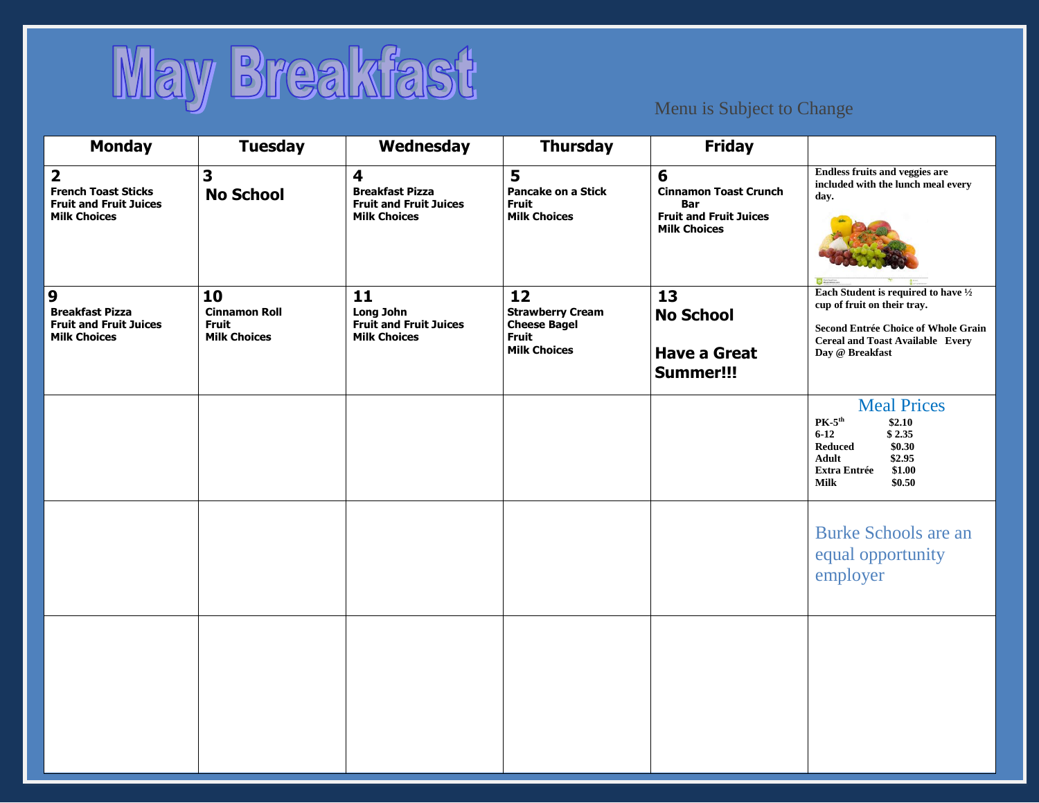# May Breakfast

Menu is Subject to Change

| Monday | Tuesday | Wednesday | Thursday | Friday | |
|---|---|---|---|---|---|
| **2** French Toast Sticks Fruit and Fruit Juices Milk Choices | **3** No School | **4** Breakfast Pizza Fruit and Fruit Juices Milk Choices | **5** Pancake on a Stick Fruit Milk Choices | **6** Cinnamon Toast Crunch Bar Fruit and Fruit Juices Milk Choices | **Endless fruits and veggies are included with the lunch meal every day.** |
| **9** Breakfast Pizza Fruit and Fruit Juices Milk Choices | **10** Cinnamon Roll Fruit Milk Choices | **11** Long John Fruit and Fruit Juices Milk Choices | **12** Strawberry Cream Cheese Bagel Fruit Milk Choices | **13** No School Have a Great Summer!!! | **Each Student is required to have ½ cup of fruit on their tray.** **Second Entrée Choice of Whole Grain Cereal and Toast Available Every Day @ Breakfast** |
| | | | | | Meal Prices PK-5th $2.10; 6-12 $2.35; Reduced $0.30; Adult $2.95; Extra Entrée $1.00; Milk $0.50 |
| | | | | | Burke Schools are an equal opportunity employer |
| | | | | | |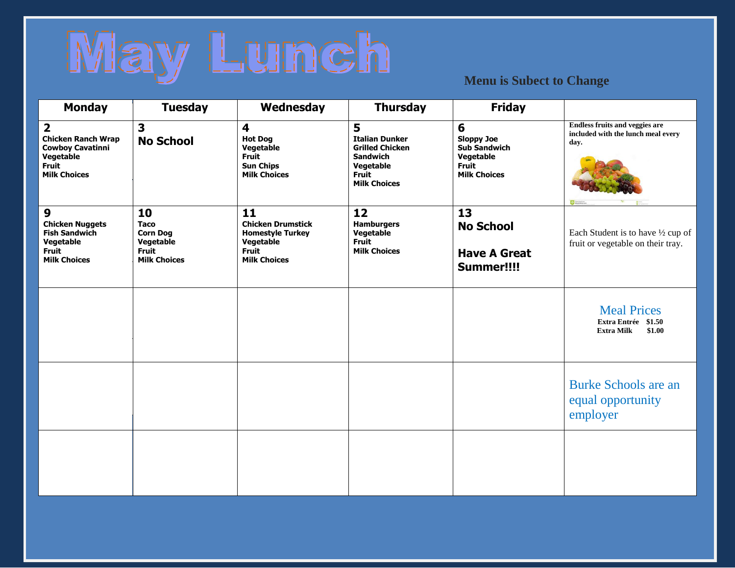# May Lunch

**Menu is Subect to Change**

| Monday | Tuesday | Wednesday | Thursday | Friday | |
|---|---|---|---|---|---|
| **2** **Chicken Ranch Wrap** **Cowboy Cavatinni** **Vegetable** **Fruit** **Milk Choices** | **3** **No School** | **4** **Hot Dog** **Vegetable** **Fruit** **Sun Chips** **Milk Choices** | **5** **Italian Dunker** **Grilled Chicken Sandwich** **Vegetable** **Fruit** **Milk Choices** | **6** **Sloppy Joe** **Sub Sandwich** **Vegetable** **Fruit** **Milk Choices** | **Endless fruits and veggies are included with the lunch meal every day.** |
| **9** **Chicken Nuggets** **Fish Sandwich** **Vegetable** **Fruit** **Milk Choices** | **10** **Taco** **Corn Dog** **Vegetable** **Fruit** **Milk Choices** | **11** **Chicken Drumstick** **Homestyle Turkey** **Vegetable** **Fruit** **Milk Choices** | **12** **Hamburgers** **Vegetable** **Fruit** **Milk Choices** | **13** **No School** **Have A Great Summer!!!!** | Each Student is to have ½ cup of fruit or vegetable on their tray. |
| | | | | | Meal Prices **Extra Entrée $1.50** **Extra Milk $1.00** |
| | | | | | Burke Schools are an equal opportunity employer |
| | | | | | |